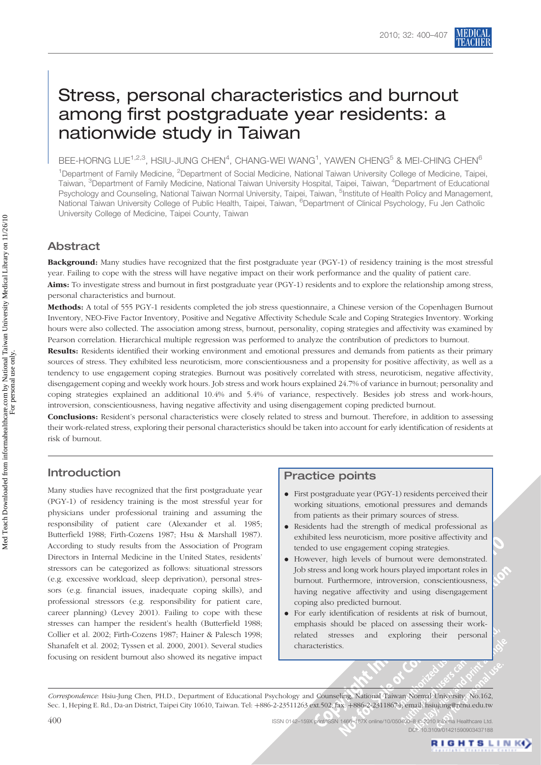# Stress, personal characteristics and burnout among first postgraduate year residents: a nationwide study in Taiwan

BEE-HORNG LUE[1,2,3], HSIU-JUNG CHEN[4], CHANG-WEI WANG[1], YAWEN CHENG[5] & MEI-CHING CHEN[6]

[1]Department of Family Medicine, [2]Department of Social Medicine, National Taiwan University College of Medicine, Taipei, Taiwan, [3]Department of Family Medicine, National Taiwan University Hospital, Taipei, Taiwan, [4]Department of Educational Psychology and Counseling, National Taiwan Normal University, Taipei, Taiwan, [5]Institute of Health Policy and Management, National Taiwan University College of Public Health, Taipei, Taiwan, [6]Department of Clinical Psychology, Fu Jen Catholic University College of Medicine, Taipei County, Taiwan

## Abstract

**Background:** Many studies have recognized that the first postgraduate year (PGY-1) of residency training is the most stressful year. Failing to cope with the stress will have negative impact on their work performance and the quality of patient care.

**Aims:** To investigate stress and burnout in first postgraduate year (PGY-1) residents and to explore the relationship among stress, personal characteristics and burnout.

**Methods:** A total of 555 PGY-1 residents completed the job stress questionnaire, a Chinese version of the Copenhagen Burnout Inventory, NEO-Five Factor Inventory, Positive and Negative Affectivity Schedule Scale and Coping Strategies Inventory. Working hours were also collected. The association among stress, burnout, personality, coping strategies and affectivity was examined by Pearson correlation. Hierarchical multiple regression was performed to analyze the contribution of predictors to burnout.

**Results:** Residents identified their working environment and emotional pressures and demands from patients as their primary sources of stress. They exhibited less neuroticism, more conscientiousness and a propensity for positive affectivity, as well as a tendency to use engagement coping strategies. Burnout was positively correlated with stress, neuroticism, negative affectivity, disengagement coping and weekly work hours. Job stress and work hours explained 24.7% of variance in burnout; personality and coping strategies explained an additional 10.4% and 5.4% of variance, respectively. Besides job stress and work-hours, introversion, conscientiousness, having negative affectivity and using disengagement coping predicted burnout.

**Conclusions:** Resident's personal characteristics were closely related to stress and burnout. Therefore, in addition to assessing their work-related stress, exploring their personal characteristics should be taken into account for early identification of residents at risk of burnout.

## Introduction

Many studies have recognized that the first postgraduate year (PGY-1) of residency training is the most stressful year for physicians under professional training and assuming the responsibility of patient care (Alexander et al. 1985; Butterfield 1988; Firth-Cozens 1987; Hsu & Marshall 1987). According to study results from the Association of Program Directors in Internal Medicine in the United States, residents' stressors can be categorized as follows: situational stressors (e.g. excessive workload, sleep deprivation), personal stressors (e.g. financial issues, inadequate coping skills), and professional stressors (e.g. responsibility for patient care, career planning) (Levey 2001). Failing to cope with these stresses can hamper the resident's health (Butterfield 1988; Collier et al. 2002; Firth-Cozens 1987; Hainer & Palesch 1998; Shanafelt et al. 2002; Tyssen et al. 2000, 2001). Several studies focusing on resident burnout also showed its negative impact

## Practice points

- First postgraduate year (PGY-1) residents perceived their working situations, emotional pressures and demands from patients as their primary sources of stress.
- Residents had the strength of medical professional as exhibited less neuroticism, more positive affectivity and tended to use engagement coping strategies.
- However, high levels of burnout were demonstrated. Job stress and long work hours played important roles in burnout. Furthermore, introversion, conscientiousness, having negative affectivity and using disengagement coping also predicted burnout.
- For early identification of residents at risk of burnout, emphasis should be placed on assessing their work-related stresses and exploring their personal characteristics.

*Correspondence:* Hsiu-Jung Chen, PH.D., Department of Educational Psychology and Counseling, National Taiwan Normal University, No.162, Sec. 1, Heping E. Rd., Da-an District, Taipei City 10610, Taiwan. Tel: +886-2-23511263 ext.502; fax: +886-2-23118674; email: hsiujung@ntnu.edu.tw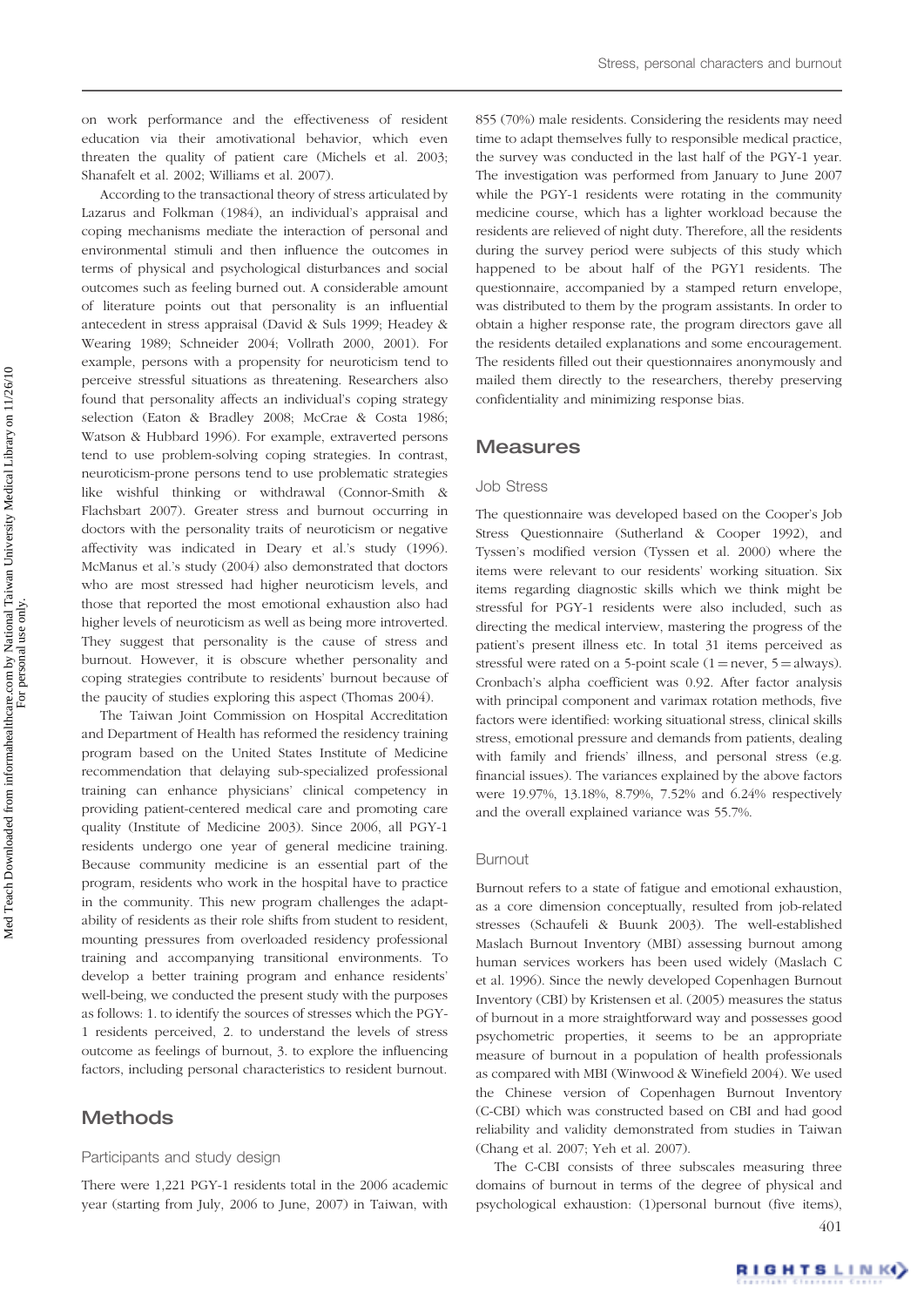on work performance and the effectiveness of resident education via their amotivational behavior, which even threaten the quality of patient care (Michels et al. 2003; Shanafelt et al. 2002; Williams et al. 2007).

According to the transactional theory of stress articulated by Lazarus and Folkman (1984), an individual's appraisal and coping mechanisms mediate the interaction of personal and environmental stimuli and then influence the outcomes in terms of physical and psychological disturbances and social outcomes such as feeling burned out. A considerable amount of literature points out that personality is an influential antecedent in stress appraisal (David & Suls 1999; Headey & Wearing 1989; Schneider 2004; Vollrath 2000, 2001). For example, persons with a propensity for neuroticism tend to perceive stressful situations as threatening. Researchers also found that personality affects an individual's coping strategy selection (Eaton & Bradley 2008; McCrae & Costa 1986; Watson & Hubbard 1996). For example, extraverted persons tend to use problem-solving coping strategies. In contrast, neuroticism-prone persons tend to use problematic strategies like wishful thinking or withdrawal (Connor-Smith & Flachsbart 2007). Greater stress and burnout occurring in doctors with the personality traits of neuroticism or negative affectivity was indicated in Deary et al.'s study (1996). McManus et al.'s study (2004) also demonstrated that doctors who are most stressed had higher neuroticism levels, and those that reported the most emotional exhaustion also had higher levels of neuroticism as well as being more introverted. They suggest that personality is the cause of stress and burnout. However, it is obscure whether personality and coping strategies contribute to residents' burnout because of the paucity of studies exploring this aspect (Thomas 2004).

The Taiwan Joint Commission on Hospital Accreditation and Department of Health has reformed the residency training program based on the United States Institute of Medicine recommendation that delaying sub-specialized professional training can enhance physicians' clinical competency in providing patient-centered medical care and promoting care quality (Institute of Medicine 2003). Since 2006, all PGY-1 residents undergo one year of general medicine training. Because community medicine is an essential part of the program, residents who work in the hospital have to practice in the community. This new program challenges the adaptability of residents as their role shifts from student to resident, mounting pressures from overloaded residency professional training and accompanying transitional environments. To develop a better training program and enhance residents' well-being, we conducted the present study with the purposes as follows: 1. to identify the sources of stresses which the PGY-1 residents perceived, 2. to understand the levels of stress outcome as feelings of burnout, 3. to explore the influencing factors, including personal characteristics to resident burnout.

## Methods

### Participants and study design

There were 1,221 PGY-1 residents total in the 2006 academic year (starting from July, 2006 to June, 2007) in Taiwan, with 855 (70%) male residents. Considering the residents may need time to adapt themselves fully to responsible medical practice, the survey was conducted in the last half of the PGY-1 year. The investigation was performed from January to June 2007 while the PGY-1 residents were rotating in the community medicine course, which has a lighter workload because the residents are relieved of night duty. Therefore, all the residents during the survey period were subjects of this study which happened to be about half of the PGY1 residents. The questionnaire, accompanied by a stamped return envelope, was distributed to them by the program assistants. In order to obtain a higher response rate, the program directors gave all the residents detailed explanations and some encouragement. The residents filled out their questionnaires anonymously and mailed them directly to the researchers, thereby preserving confidentiality and minimizing response bias.

## Measures

### Job Stress

The questionnaire was developed based on the Cooper's Job Stress Questionnaire (Sutherland & Cooper 1992), and Tyssen's modified version (Tyssen et al. 2000) where the items were relevant to our residents' working situation. Six items regarding diagnostic skills which we think might be stressful for PGY-1 residents were also included, such as directing the medical interview, mastering the progress of the patient's present illness etc. In total 31 items perceived as stressful were rated on a 5-point scale (1 = never, 5 = always). Cronbach's alpha coefficient was 0.92. After factor analysis with principal component and varimax rotation methods, five factors were identified: working situational stress, clinical skills stress, emotional pressure and demands from patients, dealing with family and friends' illness, and personal stress (e.g. financial issues). The variances explained by the above factors were 19.97%, 13.18%, 8.79%, 7.52% and 6.24% respectively and the overall explained variance was 55.7%.

### Burnout

Burnout refers to a state of fatigue and emotional exhaustion, as a core dimension conceptually, resulted from job-related stresses (Schaufeli & Buunk 2003). The well-established Maslach Burnout Inventory (MBI) assessing burnout among human services workers has been used widely (Maslach C et al. 1996). Since the newly developed Copenhagen Burnout Inventory (CBI) by Kristensen et al. (2005) measures the status of burnout in a more straightforward way and possesses good psychometric properties, it seems to be an appropriate measure of burnout in a population of health professionals as compared with MBI (Winwood & Winefield 2004). We used the Chinese version of Copenhagen Burnout Inventory (C-CBI) which was constructed based on CBI and had good reliability and validity demonstrated from studies in Taiwan (Chang et al. 2007; Yeh et al. 2007).

The C-CBI consists of three subscales measuring three domains of burnout in terms of the degree of physical and psychological exhaustion: (1)personal burnout (five items),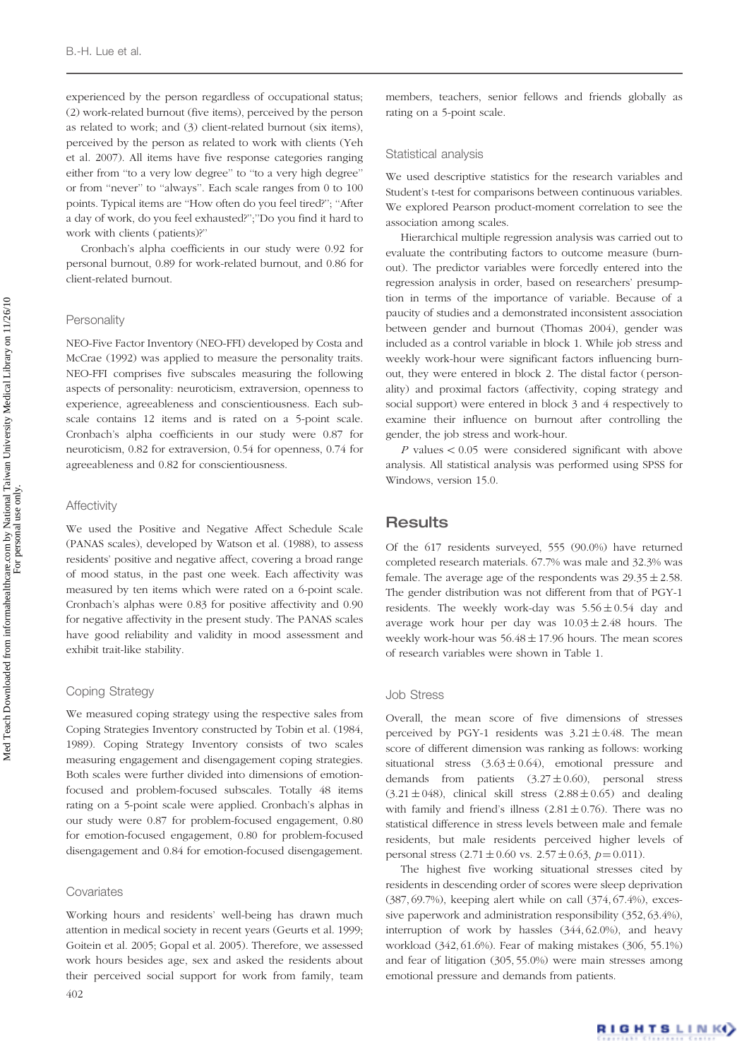experienced by the person regardless of occupational status; (2) work-related burnout (five items), perceived by the person as related to work; and (3) client-related burnout (six items), perceived by the person as related to work with clients (Yeh et al. 2007). All items have five response categories ranging either from "to a very low degree" to "to a very high degree" or from "never" to "always". Each scale ranges from 0 to 100 points. Typical items are "How often do you feel tired?"; "After a day of work, do you feel exhausted?";"Do you find it hard to work with clients (patients)?"

Cronbach's alpha coefficients in our study were 0.92 for personal burnout, 0.89 for work-related burnout, and 0.86 for client-related burnout.

### Personality

NEO-Five Factor Inventory (NEO-FFI) developed by Costa and McCrae (1992) was applied to measure the personality traits. NEO-FFI comprises five subscales measuring the following aspects of personality: neuroticism, extraversion, openness to experience, agreeableness and conscientiousness. Each subscale contains 12 items and is rated on a 5-point scale. Cronbach's alpha coefficients in our study were 0.87 for neuroticism, 0.82 for extraversion, 0.54 for openness, 0.74 for agreeableness and 0.82 for conscientiousness.

### Affectivity

We used the Positive and Negative Affect Schedule Scale (PANAS scales), developed by Watson et al. (1988), to assess residents' positive and negative affect, covering a broad range of mood status, in the past one week. Each affectivity was measured by ten items which were rated on a 6-point scale. Cronbach's alphas were 0.83 for positive affectivity and 0.90 for negative affectivity in the present study. The PANAS scales have good reliability and validity in mood assessment and exhibit trait-like stability.

### Coping Strategy

We measured coping strategy using the respective sales from Coping Strategies Inventory constructed by Tobin et al. (1984, 1989). Coping Strategy Inventory consists of two scales measuring engagement and disengagement coping strategies. Both scales were further divided into dimensions of emotion-focused and problem-focused subscales. Totally 48 items rating on a 5-point scale were applied. Cronbach's alphas in our study were 0.87 for problem-focused engagement, 0.80 for emotion-focused engagement, 0.80 for problem-focused disengagement and 0.84 for emotion-focused disengagement.

### Covariates

Working hours and residents' well-being has drawn much attention in medical society in recent years (Geurts et al. 1999; Goitein et al. 2005; Gopal et al. 2005). Therefore, we assessed work hours besides age, sex and asked the residents about their perceived social support for work from family, team members, teachers, senior fellows and friends globally as rating on a 5-point scale.

### Statistical analysis

We used descriptive statistics for the research variables and Student's t-test for comparisons between continuous variables. We explored Pearson product-moment correlation to see the association among scales.

Hierarchical multiple regression analysis was carried out to evaluate the contributing factors to outcome measure (burnout). The predictor variables were forcedly entered into the regression analysis in order, based on researchers' presumption in terms of the importance of variable. Because of a paucity of studies and a demonstrated inconsistent association between gender and burnout (Thomas 2004), gender was included as a control variable in block 1. While job stress and weekly work-hour were significant factors influencing burnout, they were entered in block 2. The distal factor (personality) and proximal factors (affectivity, coping strategy and social support) were entered in block 3 and 4 respectively to examine their influence on burnout after controlling the gender, the job stress and work-hour.

*P* values $< 0.05$ were considered significant with above analysis. All statistical analysis was performed using SPSS for Windows, version 15.0.

## Results

Of the 617 residents surveyed, 555 (90.0%) have returned completed research materials. 67.7% was male and 32.3% was female. The average age of the respondents was $29.35 \pm 2.58$. The gender distribution was not different from that of PGY-1 residents. The weekly work-day was $5.56 \pm 0.54$ day and average work hour per day was $10.03 \pm 2.48$ hours. The weekly work-hour was $56.48 \pm 17.96$ hours. The mean scores of research variables were shown in Table 1.

### Job Stress

Overall, the mean score of five dimensions of stresses perceived by PGY-1 residents was $3.21 \pm 0.48$. The mean score of different dimension was ranking as follows: working situational stress ($3.63 \pm 0.64$), emotional pressure and demands from patients ($3.27 \pm 0.60$), personal stress ($3.21 \pm 048$), clinical skill stress ($2.88 \pm 0.65$) and dealing with family and friend's illness ($2.81 \pm 0.76$). There was no statistical difference in stress levels between male and female residents, but male residents perceived higher levels of personal stress ($2.71 \pm 0.60$ vs. $2.57 \pm 0.63$, $p = 0.011$).

The highest five working situational stresses cited by residents in descending order of scores were sleep deprivation (387, 69.7%), keeping alert while on call (374, 67.4%), excessive paperwork and administration responsibility (352, 63.4%), interruption of work by hassles (344, 62.0%), and heavy workload (342, 61.6%). Fear of making mistakes (306, 55.1%) and fear of litigation (305, 55.0%) were main stresses among emotional pressure and demands from patients.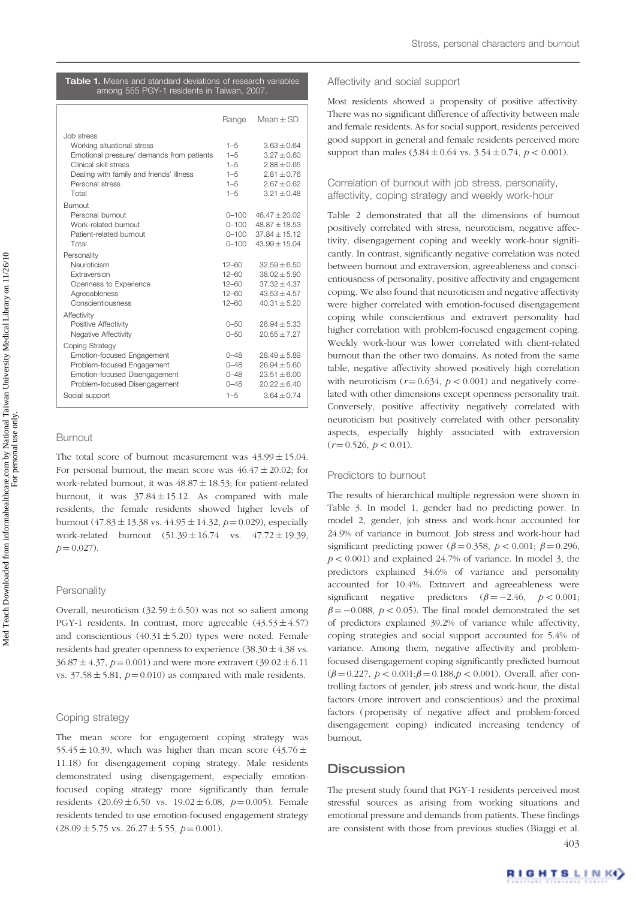**Table 1.** Means and standard deviations of research variables among 555 PGY-1 residents in Taiwan, 2007.

| | Range | Mean ± SD |
|---|---|---|
| Job stress | | |
| Working situational stress | 1–5 | 3.63 ± 0.64 |
| Emotional pressure/ demands from patients | 1–5 | 3.27 ± 0.60 |
| Clinical skill stress | 1–5 | 2.88 ± 0.65 |
| Dealing with family and friends' illness | 1–5 | 2.81 ± 0.76 |
| Personal stress | 1–5 | 2.67 ± 0.62 |
| Total | 1–5 | 3.21 ± 0.48 |
| Burnout | | |
| Personal burnout | 0–100 | 46.47 ± 20.02 |
| Work-related burnout | 0–100 | 48.87 ± 18.53 |
| Patient-related burnout | 0–100 | 37.84 ± 15.12 |
| Total | 0–100 | 43.99 ± 15.04 |
| Personality | | |
| Neuroticism | 12–60 | 32.59 ± 6.50 |
| Extraversion | 12–60 | 38.02 ± 5.90 |
| Openness to Experience | 12–60 | 37.32 ± 4.37 |
| Agreeableness | 12–60 | 43.53 ± 4.57 |
| Conscientiousness | 12–60 | 40.31 ± 5.20 |
| Affectivity | | |
| Positive Affectivity | 0–50 | 28.94 ± 5.33 |
| Negative Affectivity | 0–50 | 20.55 ± 7.27 |
| Coping Strategy | | |
| Emotion-focused Engagement | 0–48 | 28.49 ± 5.89 |
| Problem-focused Engagement | 0–48 | 26.94 ± 5.60 |
| Emotion-focused Disengagement | 0–48 | 23.51 ± 6.00 |
| Problem-focused Disengagement | 0–48 | 20.22 ± 6.40 |
| Social support | 1–5 | 3.64 ± 0.74 |

### Burnout

The total score of burnout measurement was 43.99 ± 15.04. For personal burnout, the mean score was 46.47 ± 20.02; for work-related burnout, it was 48.87 ± 18.53; for patient-related burnout, it was 37.84 ± 15.12. As compared with male residents, the female residents showed higher levels of burnout (47.83 ± 13.38 vs. 44.95 ± 14.32, $p = 0.029$), especially work-related burnout (51.39 ± 16.74 vs. 47.72 ± 19.39, $p = 0.027$).

### Personality

Overall, neuroticism (32.59 ± 6.50) was not so salient among PGY-1 residents. In contrast, more agreeable (43.53 ± 4.57) and conscientious (40.31 ± 5.20) types were noted. Female residents had greater openness to experience (38.30 ± 4.38 vs. 36.87 ± 4.37, $p = 0.001$) and were more extravert (39.02 ± 6.11 vs. 37.58 ± 5.81, $p = 0.010$) as compared with male residents.

### Coping strategy

The mean score for engagement coping strategy was 55.45 ± 10.39, which was higher than mean score (43.76 ± 11.18) for disengagement coping strategy. Male residents demonstrated using disengagement, especially emotion-focused coping strategy more significantly than female residents (20.69 ± 6.50 vs. 19.02 ± 6.08, $p = 0.005$). Female residents tended to use emotion-focused engagement strategy (28.09 ± 5.75 vs. 26.27 ± 5.55, $p = 0.001$).

### Affectivity and social support

Most residents showed a propensity of positive affectivity. There was no significant difference of affectivity between male and female residents. As for social support, residents perceived good support in general and female residents perceived more support than males (3.84 ± 0.64 vs. 3.54 ± 0.74, $p < 0.001$).

### Correlation of burnout with job stress, personality, affectivity, coping strategy and weekly work-hour

Table 2 demonstrated that all the dimensions of burnout positively correlated with stress, neuroticism, negative affectivity, disengagement coping and weekly work-hour significantly. In contrast, significantly negative correlation was noted between burnout and extraversion, agreeableness and conscientiousness of personality, positive affectivity and engagement coping. We also found that neuroticism and negative affectivity were higher correlated with emotion-focused disengagement coping while conscientious and extravert personality had higher correlation with problem-focused engagement coping. Weekly work-hour was lower correlated with client-related burnout than the other two domains. As noted from the same table, negative affectivity showed positively high correlation with neuroticism ($r = 0.634$, $p < 0.001$) and negatively correlated with other dimensions except openness personality trait. Conversely, positive affectivity negatively correlated with neuroticism but positively correlated with other personality aspects, especially highly associated with extraversion ($r = 0.526$, $p < 0.01$).

### Predictors to burnout

The results of hierarchical multiple regression were shown in Table 3. In model 1, gender had no predicting power. In model 2, gender, job stress and work-hour accounted for 24.9% of variance in burnout. Job stress and work-hour had significant predicting power ($\beta = 0.358$, $p < 0.001$; $\beta = 0.296$, $p < 0.001$) and explained 24.7% of variance. In model 3, the predictors explained 34.6% of variance and personality accounted for 10.4%. Extravert and agreeableness were significant negative predictors ($\beta = -2.46$, $p < 0.001$; $\beta = -0.088$, $p < 0.05$). The final model demonstrated the set of predictors explained 39.2% of variance while affectivity, coping strategies and social support accounted for 5.4% of variance. Among them, negative affectivity and problem-focused disengagement coping significantly predicted burnout ($\beta = 0.227$, $p < 0.001$; $\beta = 0.188$, $p < 0.001$). Overall, after controlling factors of gender, job stress and work-hour, the distal factors (more introvert and conscientious) and the proximal factors (propensity of negative affect and problem-forced disengagement coping) indicated increasing tendency of burnout.

## Discussion

The present study found that PGY-1 residents perceived most stressful sources as arising from working situations and emotional pressure and demands from patients. These findings are consistent with those from previous studies (Biaggi et al.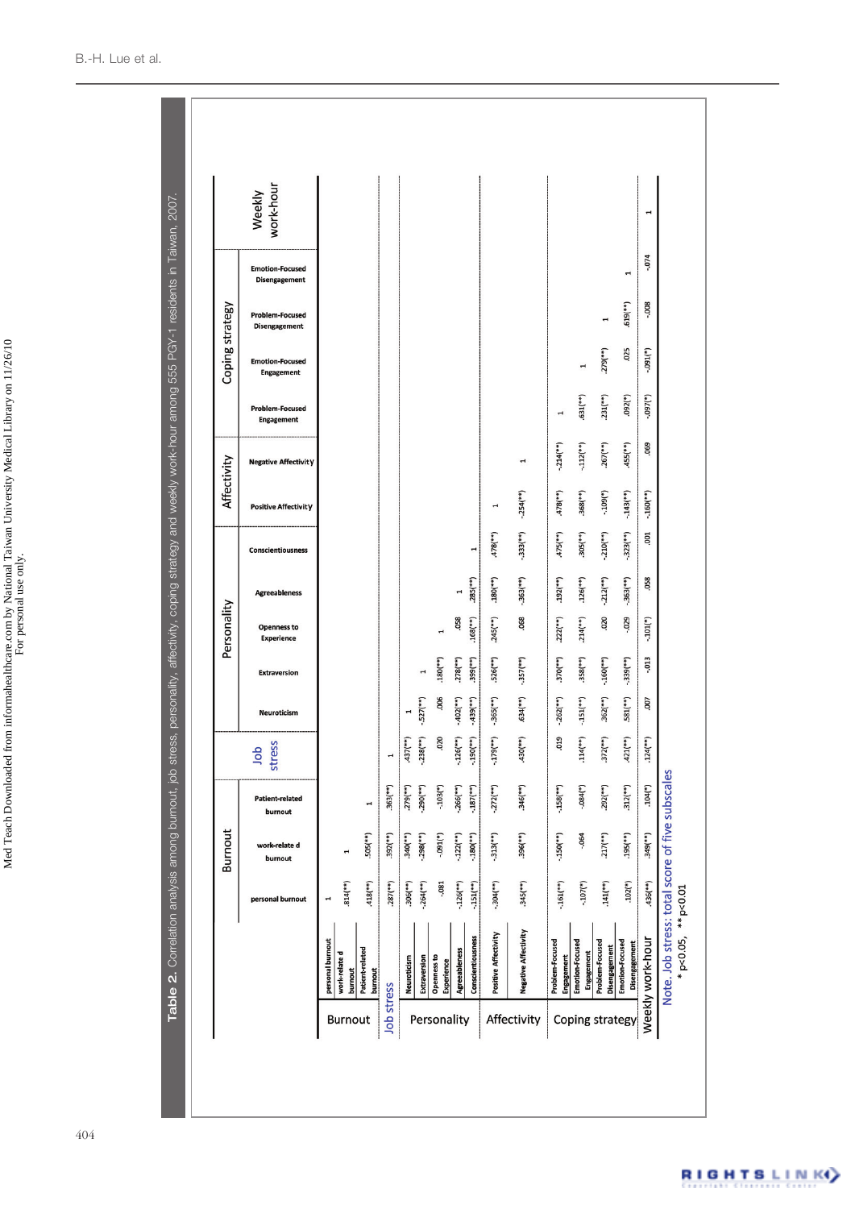**Table 2.** Correlation analysis among burnout, job stress, personality, affectivity, coping strategy and weekly work-hour among 555 PGY-1 residents in Taiwan, 2007.

| | | Burnout | | | Job stress | Personality | | | | | Affectivity | | Coping strategy | | | | Weekly work-hour |
|---|---|---|---|---|---|---|---|---|---|---|---|---|---|---|---|---|---|
| | | personal burnout | work-related burnout | Patient-related burnout | | Neuroticism | Extraversion | Openness to Experience | Agreeableness | Conscientiousness | Positive Affectivity | Negative Affectivity | Problem-Focused Engagement | Emotion-Focused Engagement | Problem-Focused Disengagement | Emotion-Focused Disengagement | |
| Burnout | personal burnout | 1 | | | | | | | | | | | | | | | |
| | work-related burnout | .814(**) | 1 | | | | | | | | | | | | | | |
| | Patient-related burnout | .418(**) | .505(**) | 1 | | | | | | | | | | | | | |
| Job stress | | .287(**) | .392(**) | .363(**) | 1 | | | | | | | | | | | | |
| Personality | Neuroticism | .306(**) | .340(**) | .279(**) | .437(**) | 1 | | | | | | | | | | | |
| | Extraversion | -.264(**) | -.298(**) | -.290(**) | -.238(**) | -.527(**) | 1 | | | | | | | | | | |
| | Openness to Experience | -.081 | -.091(*) | -.103(*) | .020 | .006 | .180(**) | 1 | | | | | | | | | |
| | Agreeableness | -.126(**) | -.122(**) | -.266(**) | -.126(**) | -.402(**) | .278(**) | .058 | 1 | | | | | | | | |
| | Conscientiousness | -.151(**) | -.180(**) | -.187(**) | -.190(**) | -.439(**) | .399(**) | .168(**) | .285(**) | 1 | | | | | | | |
| Affectivity | Positive Affectivity | -.304(**) | -.313(**) | -.272(**) | -.179(**) | -.365(**) | .526(**) | .245(**) | .180(**) | .478(**) | 1 | | | | | | |
| | Negative Affectivity | .345(**) | .396(**) | .346(**) | .430(**) | .634(**) | -.357(**) | .068 | -.363(**) | -.333(**) | -.254(**) | 1 | | | | | |
| Coping strategy | Problem-Focused Engagement | -.161(**) | -.150(**) | -.158(**) | .019 | -.262(**) | .370(**) | .222(**) | .192(**) | .475(**) | .478(**) | -.214(**) | 1 | | | | |
| | Emotion-Focused Engagement | -.107(*) | -.064 | -.084(*) | .114(**) | -.151(**) | .358(**) | .214(**) | .126(**) | .305(**) | .368(**) | -.112(**) | .631(**) | 1 | | | |
| | Problem-Focused Disengagement | .141(**) | .217(**) | .292(**) | .372(**) | .362(**) | -.160(**) | .020 | -.212(**) | -.210(**) | -.109(*) | .267(**) | .231(**) | .279(**) | 1 | | |
| | Emotion-Focused Disengagement | .102(*) | .195(**) | .312(**) | .421(**) | .581(**) | -.339(**) | -.029 | -.363(**) | -.323(**) | -.143(**) | .455(**) | .092(*) | .025 | .619(**) | 1 | |
| Weekly work-hour | | .436(**) | .349(**) | .104(*) | .124(**) | .007 | -.013 | -.101(*) | .058 | .001 | -.160(**) | .069 | -.097(*) | -.091(*) | -.008 | -.074 | 1 |

Note. Job stress: total score of five subscales

\* $p<0.05$, \*\* $p<0.01$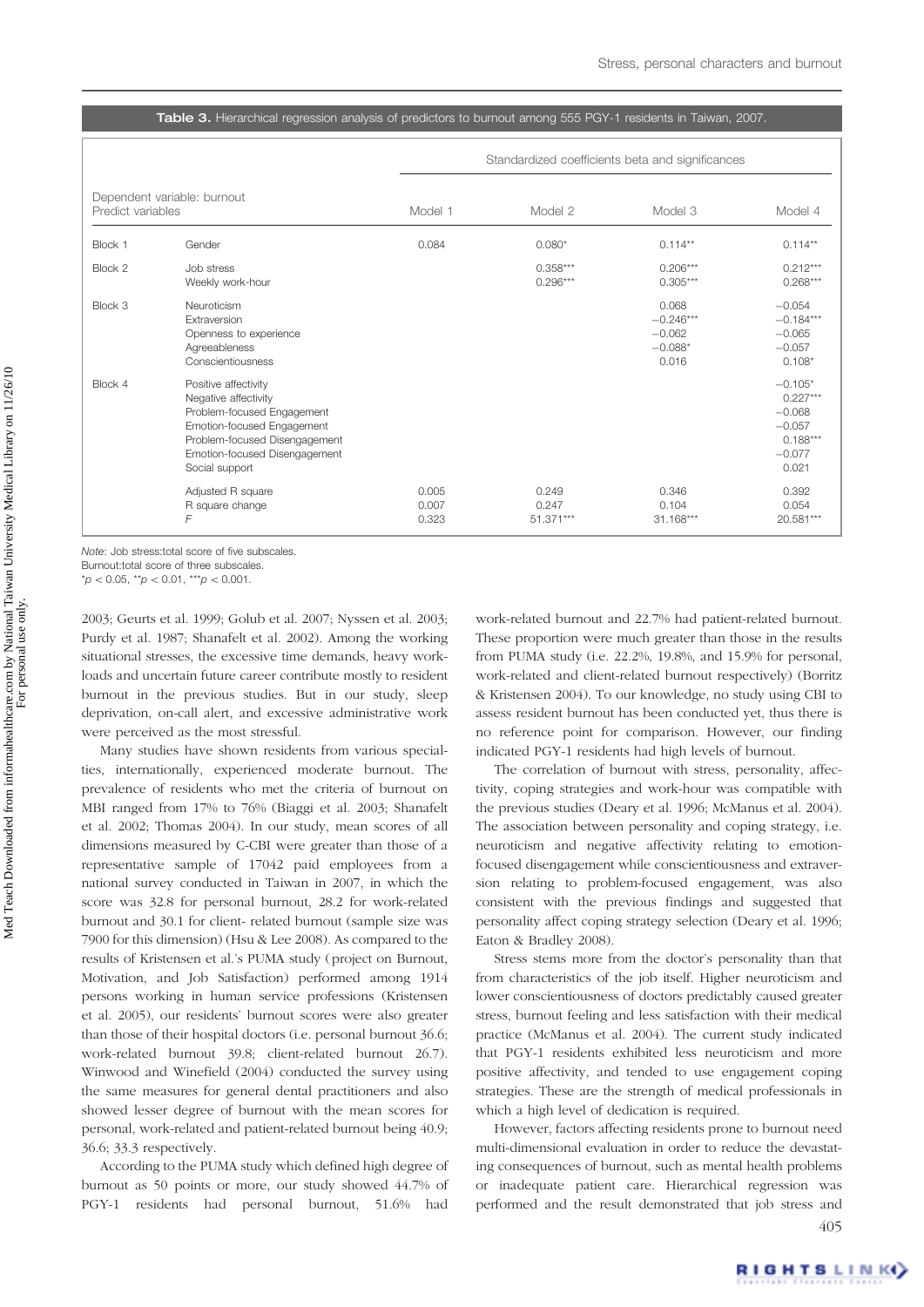**Table 3.** Hierarchical regression analysis of predictors to burnout among 555 PGY-1 residents in Taiwan, 2007.

| Dependent variable: burnout Predict variables | | Standardized coefficients beta and significances | | | |
|---|---|---|---|---|---|
| | | Model 1 | Model 2 | Model 3 | Model 4 |
| Block 1 | Gender | 0.084 | 0.080* | 0.114** | 0.114** |
| Block 2 | Job stress | | 0.358*** | 0.206*** | 0.212*** |
| | Weekly work-hour | | 0.296*** | 0.305*** | 0.268*** |
| Block 3 | Neuroticism | | | 0.068 | −0.054 |
| | Extraversion | | | −0.246*** | −0.184*** |
| | Openness to experience | | | −0.062 | −0.065 |
| | Agreeableness | | | −0.088* | −0.057 |
| | Conscientiousness | | | 0.016 | 0.108* |
| Block 4 | Positive affectivity | | | | −0.105* |
| | Negative affectivity | | | | 0.227*** |
| | Problem-focused Engagement | | | | −0.068 |
| | Emotion-focused Engagement | | | | −0.057 |
| | Problem-focused Disengagement | | | | 0.188*** |
| | Emotion-focused Disengagement | | | | −0.077 |
| | Social support | | | | 0.021 |
| | Adjusted R square | 0.005 | 0.249 | 0.346 | 0.392 |
| | R square change | 0.007 | 0.247 | 0.104 | 0.054 |
| | *F* | 0.323 | 51.371*** | 31.168*** | 20.581*** |

*Note*: Job stress:total score of five subscales.
Burnout:total score of three subscales.
*$p < 0.05$, **$p < 0.01$, ***$p < 0.001$.

2003; Geurts et al. 1999; Golub et al. 2007; Nyssen et al. 2003; Purdy et al. 1987; Shanafelt et al. 2002). Among the working situational stresses, the excessive time demands, heavy workloads and uncertain future career contribute mostly to resident burnout in the previous studies. But in our study, sleep deprivation, on-call alert, and excessive administrative work were perceived as the most stressful.

Many studies have shown residents from various specialties, internationally, experienced moderate burnout. The prevalence of residents who met the criteria of burnout on MBI ranged from 17% to 76% (Biaggi et al. 2003; Shanafelt et al. 2002; Thomas 2004). In our study, mean scores of all dimensions measured by C-CBI were greater than those of a representative sample of 17042 paid employees from a national survey conducted in Taiwan in 2007, in which the score was 32.8 for personal burnout, 28.2 for work-related burnout and 30.1 for client- related burnout (sample size was 7900 for this dimension) (Hsu & Lee 2008). As compared to the results of Kristensen et al.'s PUMA study (project on Burnout, Motivation, and Job Satisfaction) performed among 1914 persons working in human service professions (Kristensen et al. 2005), our residents' burnout scores were also greater than those of their hospital doctors (i.e. personal burnout 36.6; work-related burnout 39.8; client-related burnout 26.7). Winwood and Winefield (2004) conducted the survey using the same measures for general dental practitioners and also showed lesser degree of burnout with the mean scores for personal, work-related and patient-related burnout being 40.9; 36.6; 33.3 respectively.

According to the PUMA study which defined high degree of burnout as 50 points or more, our study showed 44.7% of PGY-1 residents had personal burnout, 51.6% had work-related burnout and 22.7% had patient-related burnout. These proportion were much greater than those in the results from PUMA study (i.e. 22.2%, 19.8%, and 15.9% for personal, work-related and client-related burnout respectively) (Borritz & Kristensen 2004). To our knowledge, no study using CBI to assess resident burnout has been conducted yet, thus there is no reference point for comparison. However, our finding indicated PGY-1 residents had high levels of burnout.

The correlation of burnout with stress, personality, affectivity, coping strategies and work-hour was compatible with the previous studies (Deary et al. 1996; McManus et al. 2004). The association between personality and coping strategy, i.e. neuroticism and negative affectivity relating to emotion-focused disengagement while conscientiousness and extraversion relating to problem-focused engagement, was also consistent with the previous findings and suggested that personality affect coping strategy selection (Deary et al. 1996; Eaton & Bradley 2008).

Stress stems more from the doctor's personality than that from characteristics of the job itself. Higher neuroticism and lower conscientiousness of doctors predictably caused greater stress, burnout feeling and less satisfaction with their medical practice (McManus et al. 2004). The current study indicated that PGY-1 residents exhibited less neuroticism and more positive affectivity, and tended to use engagement coping strategies. These are the strength of medical professionals in which a high level of dedication is required.

However, factors affecting residents prone to burnout need multi-dimensional evaluation in order to reduce the devastating consequences of burnout, such as mental health problems or inadequate patient care. Hierarchical regression was performed and the result demonstrated that job stress and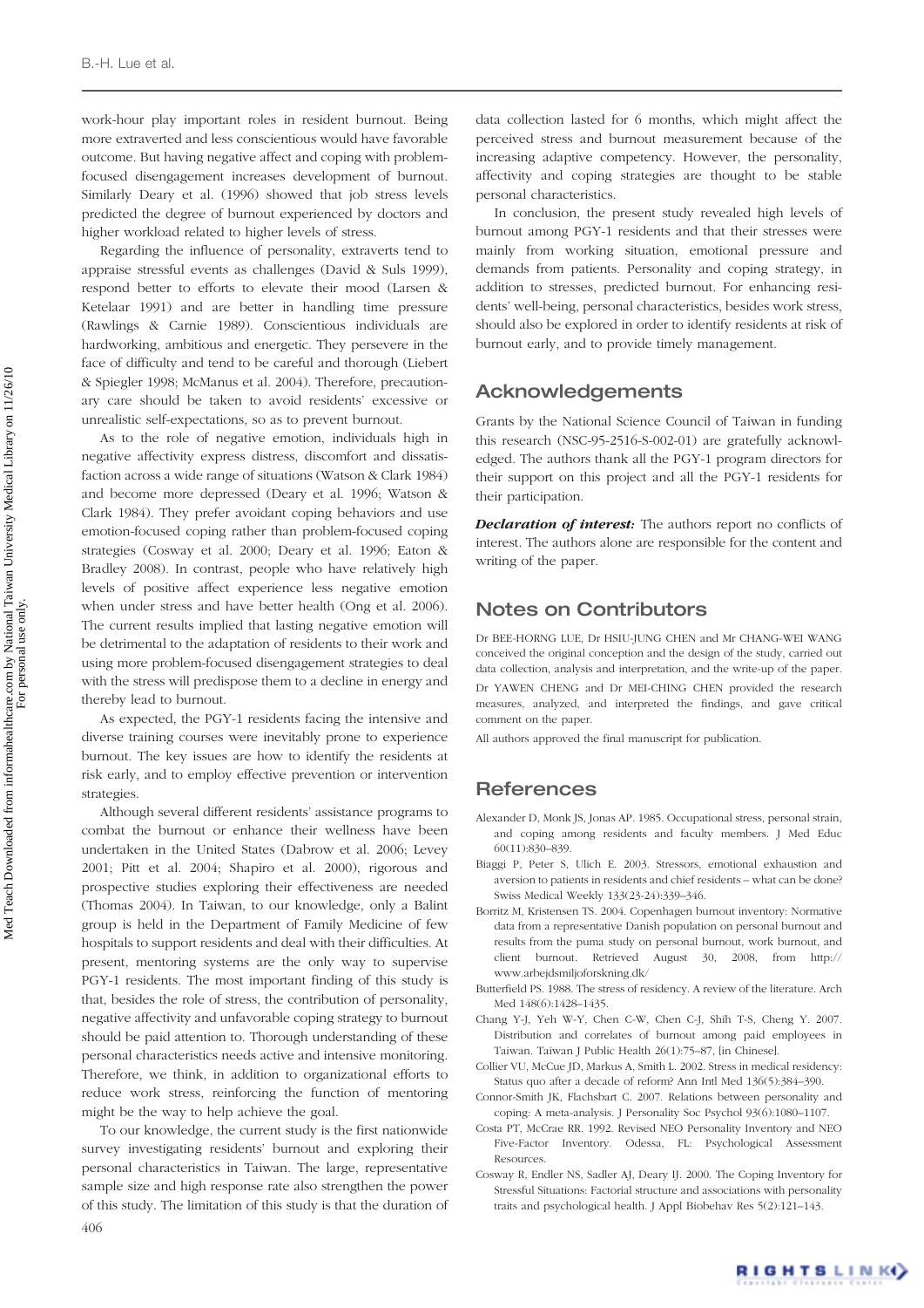work-hour play important roles in resident burnout. Being more extraverted and less conscientious would have favorable outcome. But having negative affect and coping with problem-focused disengagement increases development of burnout. Similarly Deary et al. (1996) showed that job stress levels predicted the degree of burnout experienced by doctors and higher workload related to higher levels of stress.

Regarding the influence of personality, extraverts tend to appraise stressful events as challenges (David & Suls 1999), respond better to efforts to elevate their mood (Larsen & Ketelaar 1991) and are better in handling time pressure (Rawlings & Carnie 1989). Conscientious individuals are hardworking, ambitious and energetic. They persevere in the face of difficulty and tend to be careful and thorough (Liebert & Spiegler 1998; McManus et al. 2004). Therefore, precautionary care should be taken to avoid residents' excessive or unrealistic self-expectations, so as to prevent burnout.

As to the role of negative emotion, individuals high in negative affectivity express distress, discomfort and dissatisfaction across a wide range of situations (Watson & Clark 1984) and become more depressed (Deary et al. 1996; Watson & Clark 1984). They prefer avoidant coping behaviors and use emotion-focused coping rather than problem-focused coping strategies (Cosway et al. 2000; Deary et al. 1996; Eaton & Bradley 2008). In contrast, people who have relatively high levels of positive affect experience less negative emotion when under stress and have better health (Ong et al. 2006). The current results implied that lasting negative emotion will be detrimental to the adaptation of residents to their work and using more problem-focused disengagement strategies to deal with the stress will predispose them to a decline in energy and thereby lead to burnout.

As expected, the PGY-1 residents facing the intensive and diverse training courses were inevitably prone to experience burnout. The key issues are how to identify the residents at risk early, and to employ effective prevention or intervention strategies.

Although several different residents' assistance programs to combat the burnout or enhance their wellness have been undertaken in the United States (Dabrow et al. 2006; Levey 2001; Pitt et al. 2004; Shapiro et al. 2000), rigorous and prospective studies exploring their effectiveness are needed (Thomas 2004). In Taiwan, to our knowledge, only a Balint group is held in the Department of Family Medicine of few hospitals to support residents and deal with their difficulties. At present, mentoring systems are the only way to supervise PGY-1 residents. The most important finding of this study is that, besides the role of stress, the contribution of personality, negative affectivity and unfavorable coping strategy to burnout should be paid attention to. Thorough understanding of these personal characteristics needs active and intensive monitoring. Therefore, we think, in addition to organizational efforts to reduce work stress, reinforcing the function of mentoring might be the way to help achieve the goal.

To our knowledge, the current study is the first nationwide survey investigating residents' burnout and exploring their personal characteristics in Taiwan. The large, representative sample size and high response rate also strengthen the power of this study. The limitation of this study is that the duration of data collection lasted for 6 months, which might affect the perceived stress and burnout measurement because of the increasing adaptive competency. However, the personality, affectivity and coping strategies are thought to be stable personal characteristics.

In conclusion, the present study revealed high levels of burnout among PGY-1 residents and that their stresses were mainly from working situation, emotional pressure and demands from patients. Personality and coping strategy, in addition to stresses, predicted burnout. For enhancing residents' well-being, personal characteristics, besides work stress, should also be explored in order to identify residents at risk of burnout early, and to provide timely management.

## Acknowledgements

Grants by the National Science Council of Taiwan in funding this research (NSC-95-2516-S-002-01) are gratefully acknowledged. The authors thank all the PGY-1 program directors for their support on this project and all the PGY-1 residents for their participation.

***Declaration of interest:*** The authors report no conflicts of interest. The authors alone are responsible for the content and writing of the paper.

## Notes on Contributors

Dr BEE-HORNG LUE, Dr HSIU-JUNG CHEN and Mr CHANG-WEI WANG conceived the original conception and the design of the study, carried out data collection, analysis and interpretation, and the write-up of the paper.

Dr YAWEN CHENG and Dr MEI-CHING CHEN provided the research measures, analyzed, and interpreted the findings, and gave critical comment on the paper.

All authors approved the final manuscript for publication.

## References

Alexander D, Monk JS, Jonas AP. 1985. Occupational stress, personal strain, and coping among residents and faculty members. J Med Educ 60(11):830–839.

Biaggi P, Peter S, Ulich E. 2003. Stressors, emotional exhaustion and aversion to patients in residents and chief residents – what can be done? Swiss Medical Weekly 133(23-24):339–346.

Borritz M, Kristensen TS. 2004. Copenhagen burnout inventory: Normative data from a representative Danish population on personal burnout and results from the puma study on personal burnout, work burnout, and client burnout. Retrieved August 30, 2008, from http://www.arbejdsmiljoforskning.dk/

Butterfield PS. 1988. The stress of residency. A review of the literature. Arch Med 148(6):1428–1435.

Chang Y-J, Yeh W-Y, Chen C-W, Chen C-J, Shih T-S, Cheng Y. 2007. Distribution and correlates of burnout among paid employees in Taiwan. Taiwan J Public Health 26(1):75–87, [in Chinese].

Collier VU, McCue JD, Markus A, Smith L. 2002. Stress in medical residency: Status quo after a decade of reform? Ann Intl Med 136(5):384–390.

Connor-Smith JK, Flachsbart C. 2007. Relations between personality and coping: A meta-analysis. J Personality Soc Psychol 93(6):1080–1107.

Costa PT, McCrae RR. 1992. Revised NEO Personality Inventory and NEO Five-Factor Inventory. Odessa, FL: Psychological Assessment Resources.

Cosway R, Endler NS, Sadler AJ, Deary IJ. 2000. The Coping Inventory for Stressful Situations: Factorial structure and associations with personality traits and psychological health. J Appl Biobehav Res 5(2):121–143.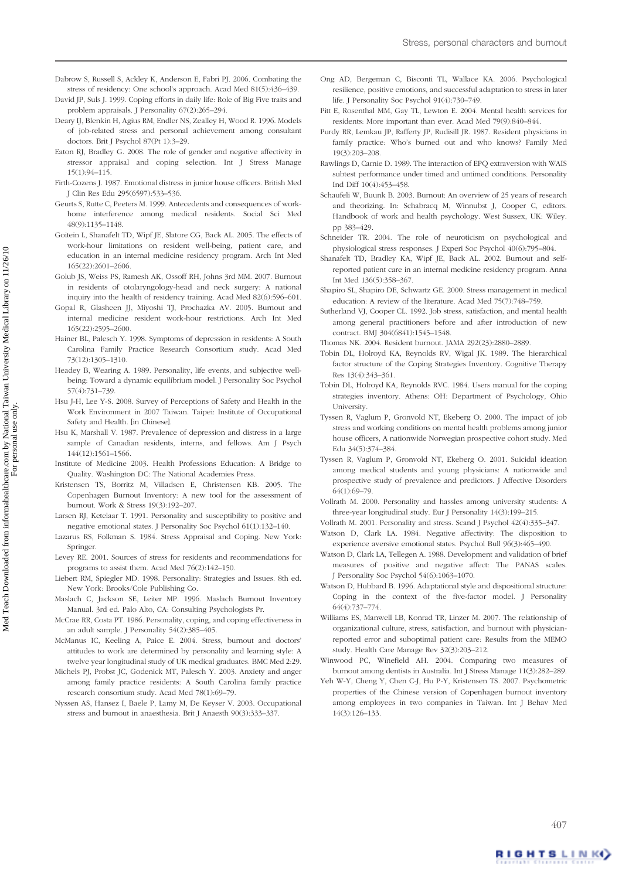Dabrow S, Russell S, Ackley K, Anderson E, Fabri PJ. 2006. Combating the stress of residency: One school's approach. Acad Med 81(5):436–439.

David JP, Suls J. 1999. Coping efforts in daily life: Role of Big Five traits and problem appraisals. J Personality 67(2):265–294.

Deary IJ, Blenkin H, Agius RM, Endler NS, Zealley H, Wood R. 1996. Models of job-related stress and personal achievement among consultant doctors. Brit J Psychol 87(Pt 1):3–29.

Eaton RJ, Bradley G. 2008. The role of gender and negative affectivity in stressor appraisal and coping selection. Int J Stress Manage 15(1):94–115.

Firth-Cozens J. 1987. Emotional distress in junior house officers. British Med J Clin Res Edu 295(6597):533–536.

Geurts S, Rutte C, Peeters M. 1999. Antecedents and consequences of work-home interference among medical residents. Social Sci Med 48(9):1135–1148.

Goitein L, Shanafelt TD, Wipf JE, Slatore CG, Back AL. 2005. The effects of work-hour limitations on resident well-being, patient care, and education in an internal medicine residency program. Arch Int Med 165(22):2601–2606.

Golub JS, Weiss PS, Ramesh AK, Ossoff RH, Johns 3rd MM. 2007. Burnout in residents of otolaryngology-head and neck surgery: A national inquiry into the health of residency training. Acad Med 82(6):596–601.

Gopal R, Glasheen JJ, Miyoshi TJ, Prochazka AV. 2005. Burnout and internal medicine resident work-hour restrictions. Arch Int Med 165(22):2595–2600.

Hainer BL, Palesch Y. 1998. Symptoms of depression in residents: A South Carolina Family Practice Research Consortium study. Acad Med 73(12):1305–1310.

Headey B, Wearing A. 1989. Personality, life events, and subjective well-being: Toward a dynamic equilibrium model. J Personality Soc Psychol 57(4):731–739.

Hsu J-H, Lee Y-S. 2008. Survey of Perceptions of Safety and Health in the Work Environment in 2007 Taiwan. Taipei: Institute of Occupational Safety and Health. [in Chinese].

Hsu K, Marshall V. 1987. Prevalence of depression and distress in a large sample of Canadian residents, interns, and fellows. Am J Psych 144(12):1561–1566.

Institute of Medicine 2003. Health Professions Education: A Bridge to Quality. Washington DC: The National Academies Press.

Kristensen TS, Borritz M, Villadsen E, Christensen KB. 2005. The Copenhagen Burnout Inventory: A new tool for the assessment of burnout. Work & Stress 19(3):192–207.

Larsen RJ, Ketelaar T. 1991. Personality and susceptibility to positive and negative emotional states. J Personality Soc Psychol 61(1):132–140.

Lazarus RS, Folkman S. 1984. Stress Appraisal and Coping. New York: Springer.

Levey RE. 2001. Sources of stress for residents and recommendations for programs to assist them. Acad Med 76(2):142–150.

Liebert RM, Spiegler MD. 1998. Personality: Strategies and Issues. 8th ed. New York: Brooks/Cole Publishing Co.

Maslach C, Jackson SE, Leiter MP. 1996. Maslach Burnout Inventory Manual. 3rd ed. Palo Alto, CA: Consulting Psychologists Pr.

McCrae RR, Costa PT. 1986. Personality, coping, and coping effectiveness in an adult sample. J Personality 54(2):385–405.

McManus IC, Keeling A, Paice E. 2004. Stress, burnout and doctors' attitudes to work are determined by personality and learning style: A twelve year longitudinal study of UK medical graduates. BMC Med 2:29.

Michels PJ, Probst JC, Godenick MT, Palesch Y. 2003. Anxiety and anger among family practice residents: A South Carolina family practice research consortium study. Acad Med 78(1):69–79.

Nyssen AS, Hansez I, Baele P, Lamy M, De Keyser V. 2003. Occupational stress and burnout in anaesthesia. Brit J Anaesth 90(3):333–337.

Ong AD, Bergeman C, Bisconti TL, Wallace KA. 2006. Psychological resilience, positive emotions, and successful adaptation to stress in later life. J Personality Soc Psychol 91(4):730–749.

Pitt E, Rosenthal MM, Gay TL, Lewton E. 2004. Mental health services for residents: More important than ever. Acad Med 79(9):840–844.

Purdy RR, Lemkau JP, Rafferty JP, Rudisill JR. 1987. Resident physicians in family practice: Who's burned out and who knows? Family Med 19(3):203–208.

Rawlings D, Carnie D. 1989. The interaction of EPQ extraversion with WAIS subtest performance under timed and untimed conditions. Personality Ind Diff 10(4):453–458.

Schaufeli W, Buunk B. 2003. Burnout: An overview of 25 years of research and theorizing. In: Schabracq M, Winnubst J, Cooper C, editors. Handbook of work and health psychology. West Sussex, UK: Wiley. pp 383–429.

Schneider TR. 2004. The role of neuroticism on psychological and physiological stress responses. J Experi Soc Psychol 40(6):795–804.

Shanafelt TD, Bradley KA, Wipf JE, Back AL. 2002. Burnout and self-reported patient care in an internal medicine residency program. Anna Int Med 136(5):358–367.

Shapiro SL, Shapiro DE, Schwartz GE. 2000. Stress management in medical education: A review of the literature. Acad Med 75(7):748–759.

Sutherland VJ, Cooper CL. 1992. Job stress, satisfaction, and mental health among general practitioners before and after introduction of new contract. BMJ 304(6841):1545–1548.

Thomas NK. 2004. Resident burnout. JAMA 292(23):2880–2889.

Tobin DL, Holroyd KA, Reynolds RV, Wigal JK. 1989. The hierarchical factor structure of the Coping Strategies Inventory. Cognitive Therapy Res 13(4):343–361.

Tobin DL, Holroyd KA, Reynolds RVC. 1984. Users manual for the coping strategies inventory. Athens: OH: Department of Psychology, Ohio University.

Tyssen R, Vaglum P, Gronvold NT, Ekeberg O. 2000. The impact of job stress and working conditions on mental health problems among junior house officers, A nationwide Norwegian prospective cohort study. Med Edu 34(5):374–384.

Tyssen R, Vaglum P, Gronvold NT, Ekeberg O. 2001. Suicidal ideation among medical students and young physicians: A nationwide and prospective study of prevalence and predictors. J Affective Disorders 64(1):69–79.

Vollrath M. 2000. Personality and hassles among university students: A three-year longitudinal study. Eur J Personality 14(3):199–215.

Vollrath M. 2001. Personality and stress. Scand J Psychol 42(4):335–347.

Watson D, Clark LA. 1984. Negative affectivity: The disposition to experience aversive emotional states. Psychol Bull 96(3):465–490.

Watson D, Clark LA, Tellegen A. 1988. Development and validation of brief measures of positive and negative affect: The PANAS scales. J Personality Soc Psychol 54(6):1063–1070.

Watson D, Hubbard B. 1996. Adaptational style and dispositional structure: Coping in the context of the five-factor model. J Personality 64(4):737–774.

Williams ES, Manwell LB, Konrad TR, Linzer M. 2007. The relationship of organizational culture, stress, satisfaction, and burnout with physician-reported error and suboptimal patient care: Results from the MEMO study. Health Care Manage Rev 32(3):203–212.

Winwood PC, Winefield AH. 2004. Comparing two measures of burnout among dentists in Australia. Int J Stress Manage 11(3):282–289.

Yeh W-Y, Cheng Y, Chen C-J, Hu P-Y, Kristensen TS. 2007. Psychometric properties of the Chinese version of Copenhagen burnout inventory among employees in two companies in Taiwan. Int J Behav Med 14(3):126–133.